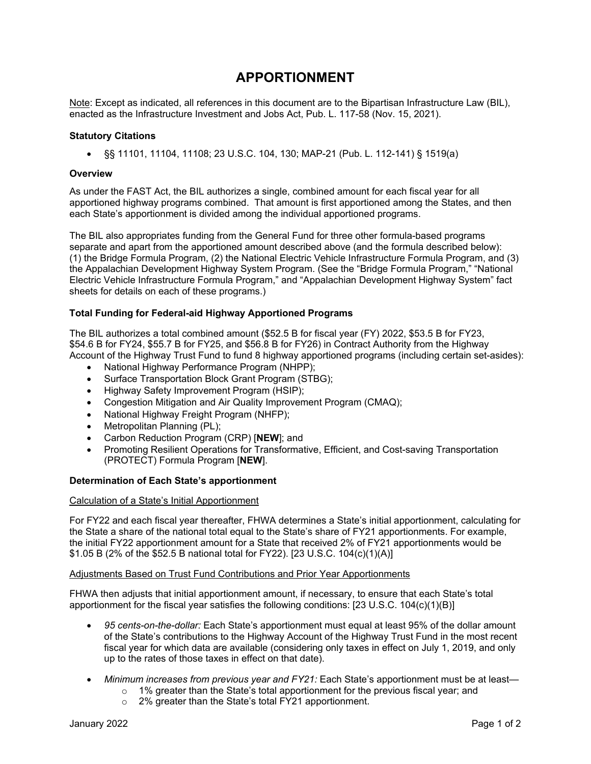# APPORTIONMENT

Note: Except as indicated, all references in this document are to the Bipartisan Infrastructure Law (BIL), enacted as the Infrastructure Investment and Jobs Act, Pub. L. 117-58 (Nov. 15, 2021).

### Statutory Citations

- §§ 11101, 11104, 11108; 23 U.S.C. 104, 130; MAP-21 (Pub. L. 112-141) § 1519(a)

### Overview

As under the FAST Act, the BIL authorizes a single, combined amount for each fiscal year for all apportioned highway programs combined. That amount is first apportioned among the States, and then each State's apportionment is divided among the individual apportioned programs.

The BIL also appropriates funding from the General Fund for three other formula-based programs separate and apart from the apportioned amount described above (and the formula described below): (1) the Bridge Formula Program, (2) the National Electric Vehicle Infrastructure Formula Program, and (3) the Appalachian Development Highway System Program. (See the "Bridge Formula Program," "National Electric Vehicle Infrastructure Formula Program," and "Appalachian Development Highway System" fact sheets for details on each of these programs.)

### Total Funding for Federal-aid Highway Apportioned Programs

The BIL authorizes a total combined amount ($52.5 B for fiscal year (FY) 2022, $53.5 B for FY23, $54.6 B for FY24, $55.7 B for FY25, and $56.8 B for FY26) in Contract Authority from the Highway Account of the Highway Trust Fund to fund 8 highway apportioned programs (including certain set-asides):

- National Highway Performance Program (NHPP);
- Surface Transportation Block Grant Program (STBG);
- Highway Safety Improvement Program (HSIP);
- Congestion Mitigation and Air Quality Improvement Program (CMAQ);
- National Highway Freight Program (NHFP);
- Metropolitan Planning (PL);
- Carbon Reduction Program (CRP) [**NEW**]; and
- Promoting Resilient Operations for Transformative, Efficient, and Cost-saving Transportation (PROTECT) Formula Program [**NEW**].

### Determination of Each State's apportionment

Calculation of a State's Initial Apportionment

For FY22 and each fiscal year thereafter, FHWA determines a State's initial apportionment, calculating for the State a share of the national total equal to the State's share of FY21 apportionments. For example, the initial FY22 apportionment amount for a State that received 2% of FY21 apportionments would be $1.05 B (2% of the $52.5 B national total for FY22). [23 U.S.C. 104(c)(1)(A)]

Adjustments Based on Trust Fund Contributions and Prior Year Apportionments

FHWA then adjusts that initial apportionment amount, if necessary, to ensure that each State's total apportionment for the fiscal year satisfies the following conditions: [23 U.S.C. 104(c)(1)(B)]

- *95 cents-on-the-dollar:* Each State's apportionment must equal at least 95% of the dollar amount of the State's contributions to the Highway Account of the Highway Trust Fund in the most recent fiscal year for which data are available (considering only taxes in effect on July 1, 2019, and only up to the rates of those taxes in effect on that date).
- *Minimum increases from previous year and FY21:* Each State's apportionment must be at least—
  - 1% greater than the State's total apportionment for the previous fiscal year; and
  - 2% greater than the State's total FY21 apportionment.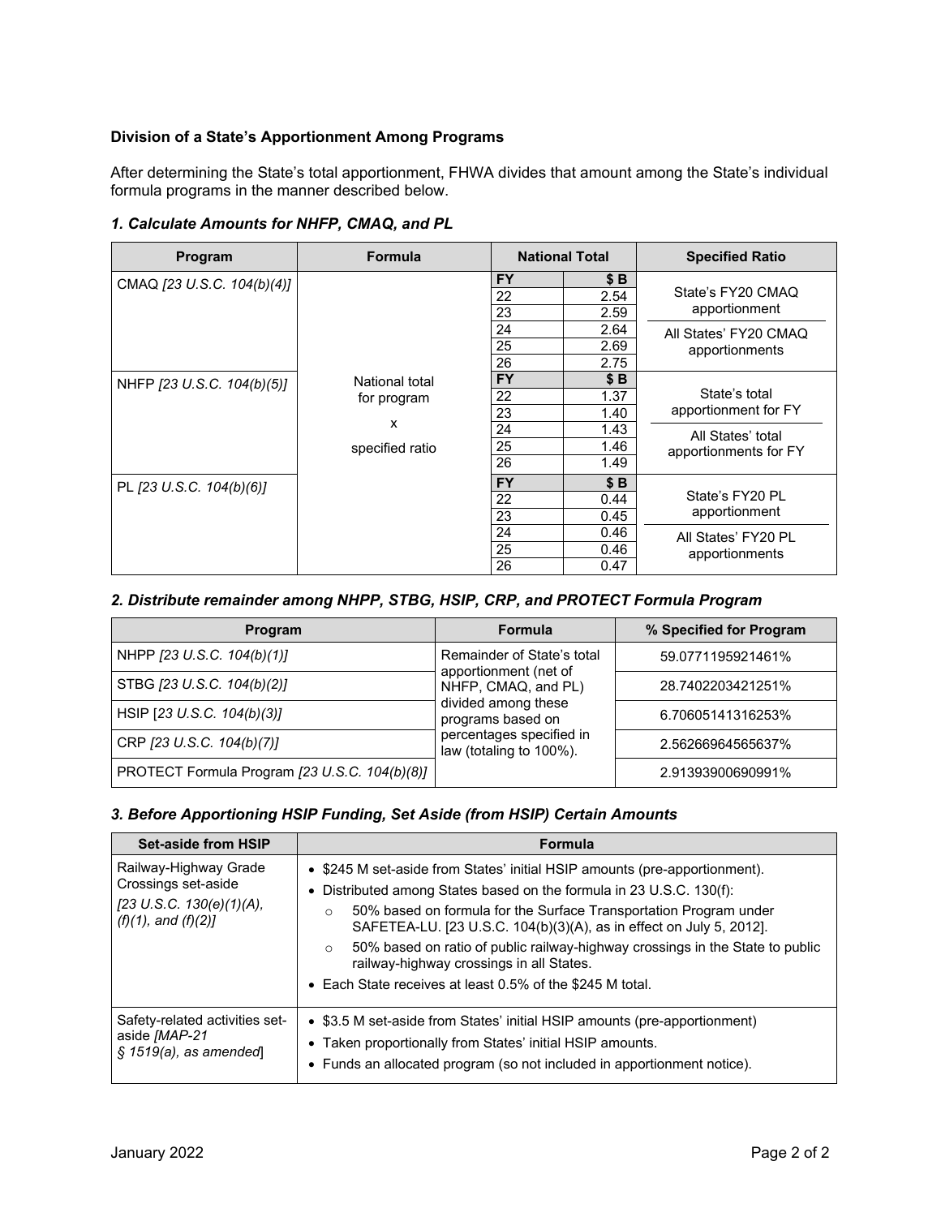**Division of a State's Apportionment Among Programs**

After determining the State's total apportionment, FHWA divides that amount among the State's individual formula programs in the manner described below.

### *1. Calculate Amounts for NHFP, CMAQ, and PL*

| Program | Formula | National Total | | Specified Ratio |
|---|---|---|---|---|
| CMAQ *[23 U.S.C. 104(b)(4)]* | National total for program x specified ratio | **FY** | **$ B** | State's FY20 CMAQ apportionment / All States' FY20 CMAQ apportionments |
| | | 22 | 2.54 | |
| | | 23 | 2.59 | |
| | | 24 | 2.64 | |
| | | 25 | 2.69 | |
| | | 26 | 2.75 | |
| NHFP *[23 U.S.C. 104(b)(5)]* | | **FY** | **$ B** | State's total apportionment for FY / All States' total apportionments for FY |
| | | 22 | 1.37 | |
| | | 23 | 1.40 | |
| | | 24 | 1.43 | |
| | | 25 | 1.46 | |
| | | 26 | 1.49 | |
| PL *[23 U.S.C. 104(b)(6)]* | | **FY** | **$ B** | State's FY20 PL apportionment / All States' FY20 PL apportionments |
| | | 22 | 0.44 | |
| | | 23 | 0.45 | |
| | | 24 | 0.46 | |
| | | 25 | 0.46 | |
| | | 26 | 0.47 | |

### *2. Distribute remainder among NHPP, STBG, HSIP, CRP, and PROTECT Formula Program*

| Program | Formula | % Specified for Program |
|---|---|---|
| NHPP *[23 U.S.C. 104(b)(1)]* | Remainder of State's total apportionment (net of NHFP, CMAQ, and PL) divided among these programs based on percentages specified in law (totaling to 100%). | 59.0771195921461% |
| STBG *[23 U.S.C. 104(b)(2)]* | | 28.7402203421251% |
| HSIP [*23 U.S.C. 104(b)(3)]* | | 6.70605141316253% |
| CRP *[23 U.S.C. 104(b)(7)]* | | 2.56266964565637% |
| PROTECT Formula Program *[23 U.S.C. 104(b)(8)]* | | 2.91393900690991% |

### *3. Before Apportioning HSIP Funding, Set Aside (from HSIP) Certain Amounts*

| Set-aside from HSIP | Formula |
|---|---|
| Railway-Highway Grade Crossings set-aside *[23 U.S.C. 130(e)(1)(A), (f)(1), and (f)(2)]* | • $245 M set-aside from States' initial HSIP amounts (pre-apportionment).<br>• Distributed among States based on the formula in 23 U.S.C. 130(f):<br>○ 50% based on formula for the Surface Transportation Program under SAFETEA-LU. [23 U.S.C. 104(b)(3)(A), as in effect on July 5, 2012].<br>○ 50% based on ratio of public railway-highway crossings in the State to public railway-highway crossings in all States.<br>• Each State receives at least 0.5% of the $245 M total. |
| Safety-related activities set-aside *[MAP-21 § 1519(a), as amended*] | • $3.5 M set-aside from States' initial HSIP amounts (pre-apportionment)<br>• Taken proportionally from States' initial HSIP amounts.<br>• Funds an allocated program (so not included in apportionment notice). |

January 2022